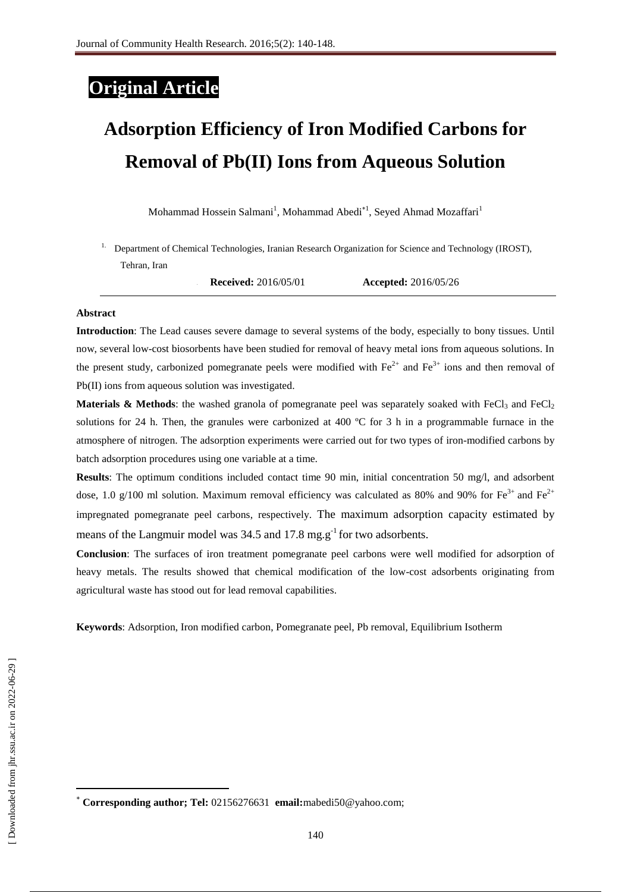**Original Article**

# Adsorption Efficiency of Iron Modified Carbons for Removal of Pb(II) Ions from Aqueous Solution

Mohammad Hossein Salmani[1], Mohammad Abedi*[1], Seyed Ahmad Mozaffari[1]

[1] Department of Chemical Technologies, Iranian Research Organization for Science and Technology (IROST), Tehran, Iran

**Received:** 2016/05/01 **Accepted:** 2016/05/26

### Abstract

**Introduction**: The Lead causes severe damage to several systems of the body, especially to bony tissues. Until now, several low-cost biosorbents have been studied for removal of heavy metal ions from aqueous solutions. In the present study, carbonized pomegranate peels were modified with $Fe^{2+}$ and $Fe^{3+}$ ions and then removal of Pb(II) ions from aqueous solution was investigated.

**Materials & Methods**: the washed granola of pomegranate peel was separately soaked with $FeCl_3$ and $FeCl_2$ solutions for 24 h. Then, the granules were carbonized at 400 ºC for 3 h in a programmable furnace in the atmosphere of nitrogen. The adsorption experiments were carried out for two types of iron-modified carbons by batch adsorption procedures using one variable at a time.

**Results**: The optimum conditions included contact time 90 min, initial concentration 50 mg/l, and adsorbent dose, 1.0 g/100 ml solution. Maximum removal efficiency was calculated as 80% and 90% for $Fe^{3+}$ and $Fe^{2+}$ impregnated pomegranate peel carbons, respectively. The maximum adsorption capacity estimated by means of the Langmuir model was 34.5 and 17.8 $mg.g^{-1}$ for two adsorbents.

**Conclusion**: The surfaces of iron treatment pomegranate peel carbons were well modified for adsorption of heavy metals. The results showed that chemical modification of the low-cost adsorbents originating from agricultural waste has stood out for lead removal capabilities.

**Keywords**: Adsorption, Iron modified carbon, Pomegranate peel, Pb removal, Equilibrium Isotherm

* **Corresponding author; Tel:** 02156276631 **email:**mabedi50@yahoo.com;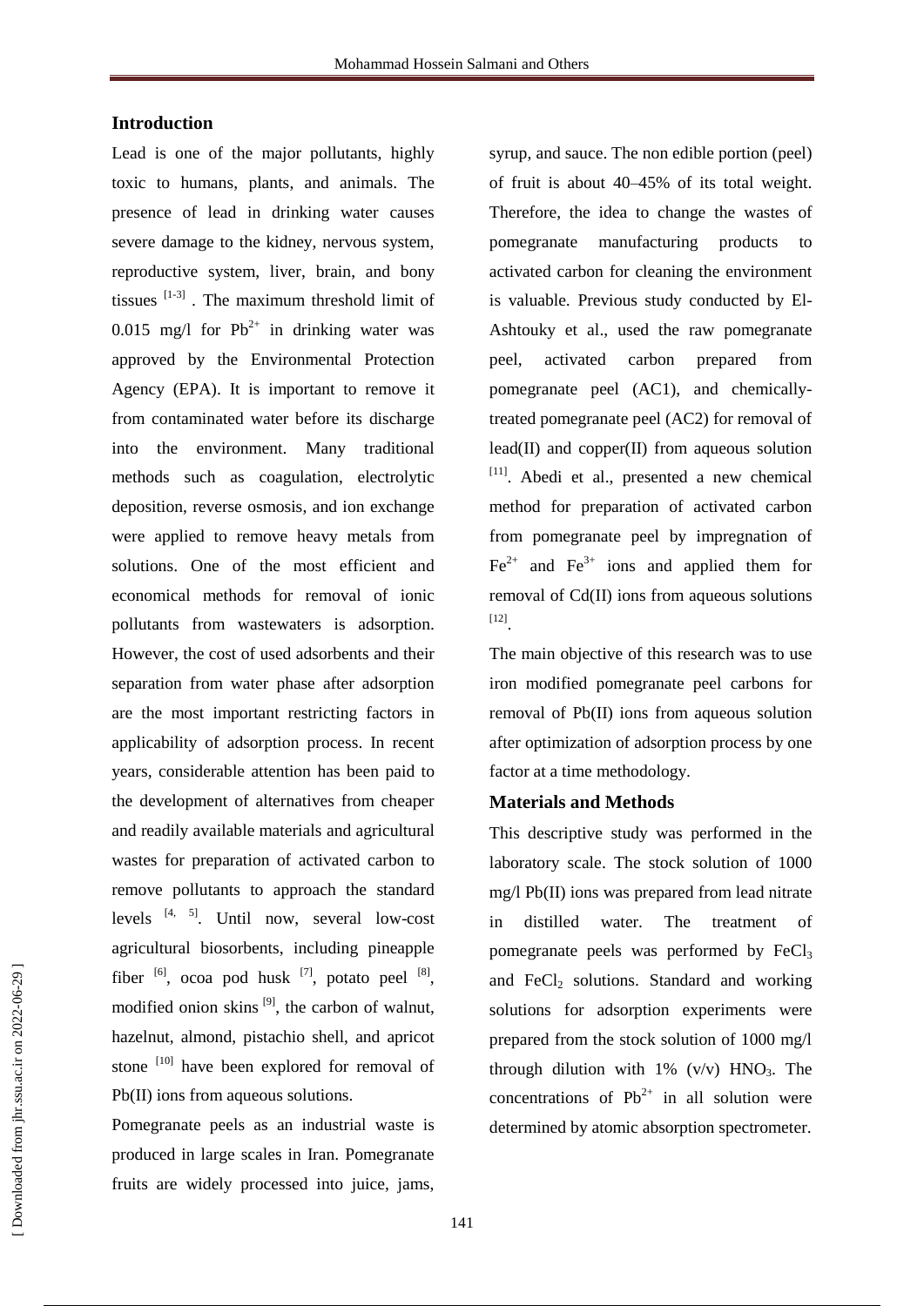## Introduction

Lead is one of the major pollutants, highly toxic to humans, plants, and animals. The presence of lead in drinking water causes severe damage to the kidney, nervous system, reproductive system, liver, brain, and bony tissues [1-3] . The maximum threshold limit of 0.015 mg/l for $Pb^{2+}$ in drinking water was approved by the Environmental Protection Agency (EPA). It is important to remove it from contaminated water before its discharge into the environment. Many traditional methods such as coagulation, electrolytic deposition, reverse osmosis, and ion exchange were applied to remove heavy metals from solutions. One of the most efficient and economical methods for removal of ionic pollutants from wastewaters is adsorption. However, the cost of used adsorbents and their separation from water phase after adsorption are the most important restricting factors in applicability of adsorption process. In recent years, considerable attention has been paid to the development of alternatives from cheaper and readily available materials and agricultural wastes for preparation of activated carbon to remove pollutants to approach the standard levels [4, 5]. Until now, several low-cost agricultural biosorbents, including pineapple fiber [6], ocoa pod husk [7], potato peel [8], modified onion skins [9], the carbon of walnut, hazelnut, almond, pistachio shell, and apricot stone [10] have been explored for removal of Pb(II) ions from aqueous solutions.

Pomegranate peels as an industrial waste is produced in large scales in Iran. Pomegranate fruits are widely processed into juice, jams, syrup, and sauce. The non edible portion (peel) of fruit is about 40–45% of its total weight. Therefore, the idea to change the wastes of pomegranate manufacturing products to activated carbon for cleaning the environment is valuable. Previous study conducted by El-Ashtouky et al., used the raw pomegranate peel, activated carbon prepared from pomegranate peel (AC1), and chemically-treated pomegranate peel (AC2) for removal of lead(II) and copper(II) from aqueous solution [11]. Abedi et al., presented a new chemical method for preparation of activated carbon from pomegranate peel by impregnation of $Fe^{2+}$ and $Fe^{3+}$ ions and applied them for removal of Cd(II) ions from aqueous solutions [12].

The main objective of this research was to use iron modified pomegranate peel carbons for removal of Pb(II) ions from aqueous solution after optimization of adsorption process by one factor at a time methodology.

## Materials and Methods

This descriptive study was performed in the laboratory scale. The stock solution of 1000 mg/l Pb(II) ions was prepared from lead nitrate in distilled water. The treatment of pomegranate peels was performed by $FeCl_3$ and $FeCl_2$ solutions. Standard and working solutions for adsorption experiments were prepared from the stock solution of 1000 mg/l through dilution with 1% (v/v) $HNO_3$. The concentrations of $Pb^{2+}$ in all solution were determined by atomic absorption spectrometer.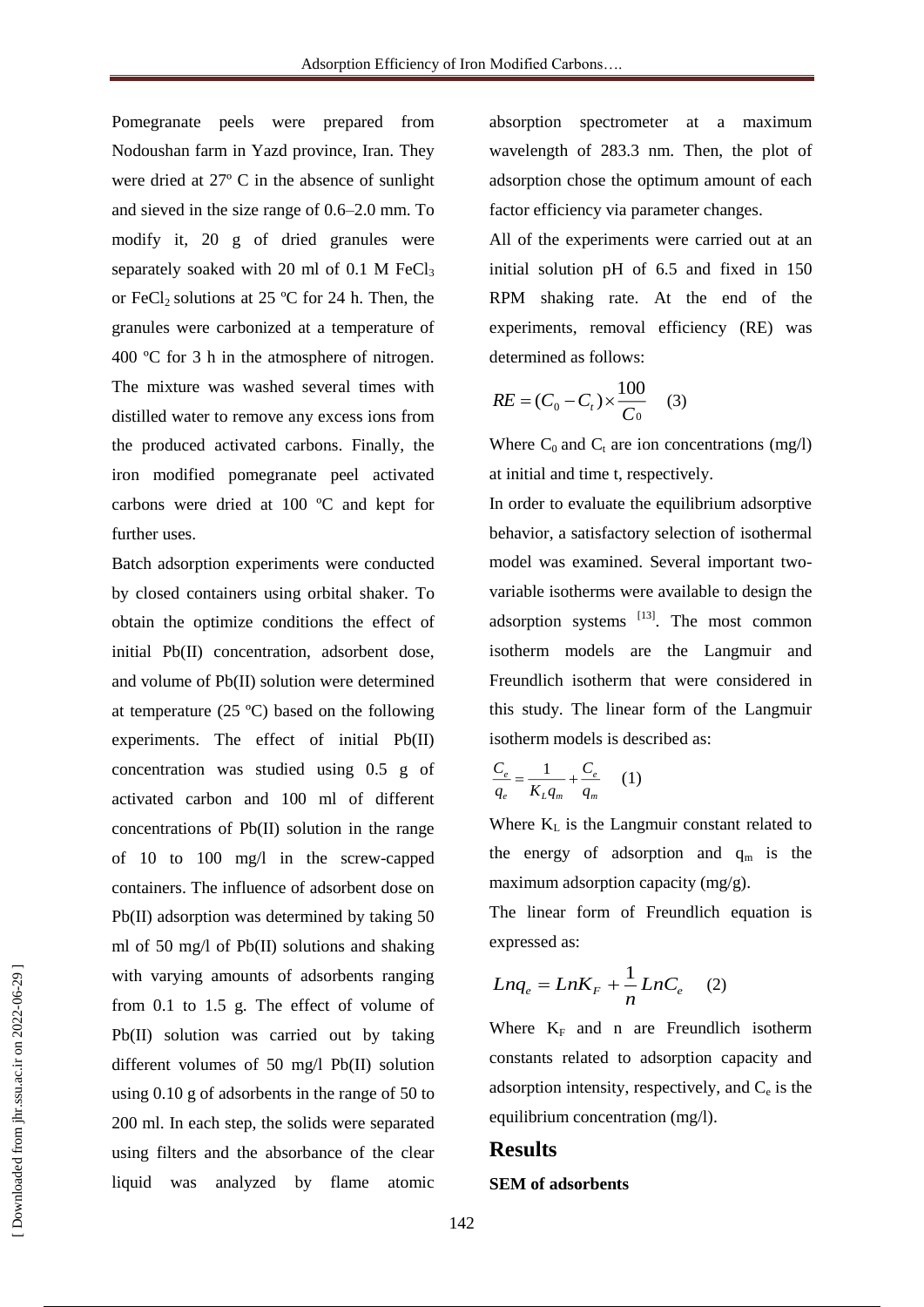Pomegranate peels were prepared from Nodoushan farm in Yazd province, Iran. They were dried at 27º C in the absence of sunlight and sieved in the size range of 0.6–2.0 mm. To modify it, 20 g of dried granules were separately soaked with 20 ml of 0.1 M $FeCl_3$ or $FeCl_2$ solutions at 25 ºC for 24 h. Then, the granules were carbonized at a temperature of 400 ºC for 3 h in the atmosphere of nitrogen. The mixture was washed several times with distilled water to remove any excess ions from the produced activated carbons. Finally, the iron modified pomegranate peel activated carbons were dried at 100 ºC and kept for further uses.

Batch adsorption experiments were conducted by closed containers using orbital shaker. To obtain the optimize conditions the effect of initial Pb(II) concentration, adsorbent dose, and volume of Pb(II) solution were determined at temperature (25 ºC) based on the following experiments. The effect of initial Pb(II) concentration was studied using 0.5 g of activated carbon and 100 ml of different concentrations of Pb(II) solution in the range of 10 to 100 mg/l in the screw-capped containers. The influence of adsorbent dose on Pb(II) adsorption was determined by taking 50 ml of 50 mg/l of Pb(II) solutions and shaking with varying amounts of adsorbents ranging from 0.1 to 1.5 g. The effect of volume of Pb(II) solution was carried out by taking different volumes of 50 mg/l Pb(II) solution using 0.10 g of adsorbents in the range of 50 to 200 ml. In each step, the solids were separated using filters and the absorbance of the clear liquid was analyzed by flame atomic absorption spectrometer at a maximum wavelength of 283.3 nm. Then, the plot of adsorption chose the optimum amount of each factor efficiency via parameter changes.

All of the experiments were carried out at an initial solution pH of 6.5 and fixed in 150 RPM shaking rate. At the end of the experiments, removal efficiency (RE) was determined as follows:

$$RE = (C_0 - C_t) \times \frac{100}{C_0} \quad (3)$$

Where $C_0$ and $C_t$ are ion concentrations (mg/l) at initial and time t, respectively.

In order to evaluate the equilibrium adsorptive behavior, a satisfactory selection of isothermal model was examined. Several important two-variable isotherms were available to design the adsorption systems [13]. The most common isotherm models are the Langmuir and Freundlich isotherm that were considered in this study. The linear form of the Langmuir isotherm models is described as:

$$\frac{C_e}{q_e} = \frac{1}{K_L q_m} + \frac{C_e}{q_m} \quad (1)$$

Where $K_L$ is the Langmuir constant related to the energy of adsorption and $q_m$ is the maximum adsorption capacity (mg/g).

The linear form of Freundlich equation is expressed as:

$$Lnq_e = LnK_F + \frac{1}{n} LnC_e \quad (2)$$

Where $K_F$ and n are Freundlich isotherm constants related to adsorption capacity and adsorption intensity, respectively, and $C_e$ is the equilibrium concentration (mg/l).

## Results

**SEM of adsorbents**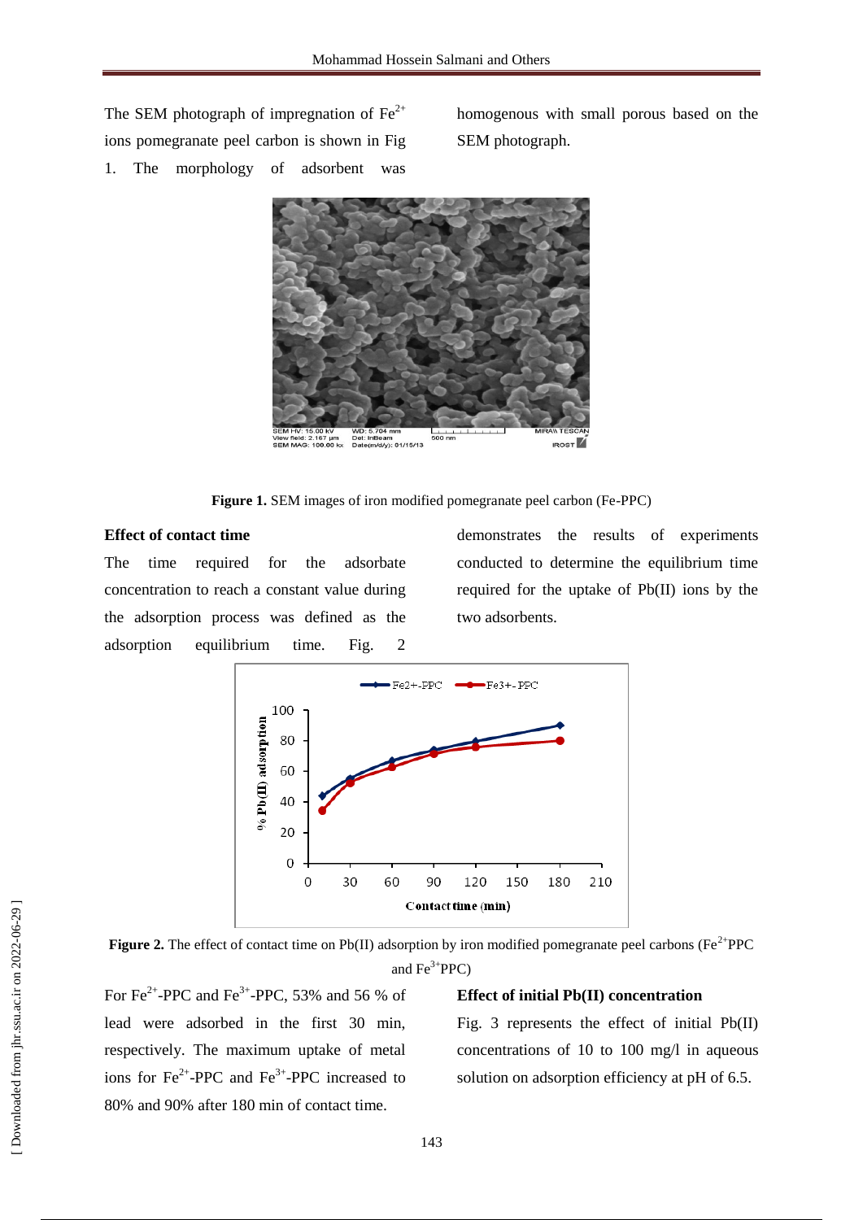The SEM photograph of impregnation of $Fe^{2+}$ ions pomegranate peel carbon is shown in Fig 1. The morphology of adsorbent was homogenous with small porous based on the SEM photograph.

**Figure 1.** SEM images of iron modified pomegranate peel carbon (Fe-PPC)

### Effect of contact time

The time required for the adsorbate concentration to reach a constant value during the adsorption process was defined as the adsorption equilibrium time. Fig. 2 demonstrates the results of experiments conducted to determine the equilibrium time required for the uptake of Pb(II) ions by the two adsorbents.

**Figure 2.** The effect of contact time on Pb(II) adsorption by iron modified pomegranate peel carbons ($Fe^{2+}$PPC and $Fe^{3+}$PPC)

For $Fe^{2+}$-PPC and $Fe^{3+}$-PPC, 53% and 56 % of lead were adsorbed in the first 30 min, respectively. The maximum uptake of metal ions for $Fe^{2+}$-PPC and $Fe^{3+}$-PPC increased to 80% and 90% after 180 min of contact time.

### Effect of initial Pb(II) concentration

Fig. 3 represents the effect of initial Pb(II) concentrations of 10 to 100 mg/l in aqueous solution on adsorption efficiency at pH of 6.5.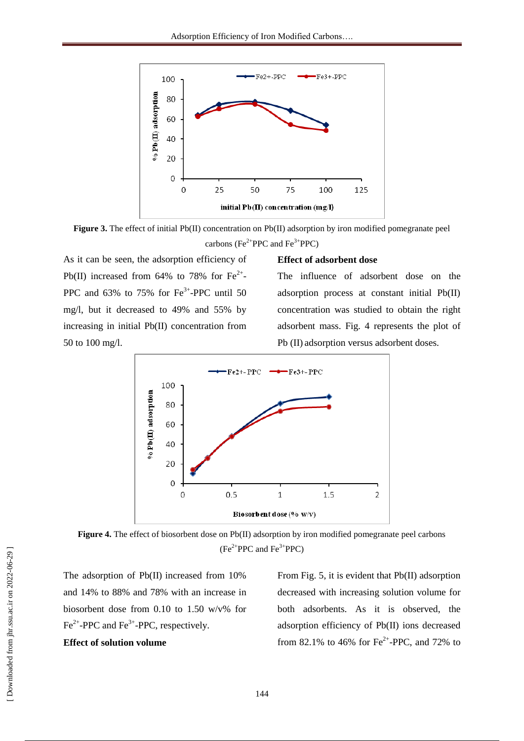**Figure 3.** The effect of initial Pb(II) concentration on Pb(II) adsorption by iron modified pomegranate peel carbons ($Fe^{2+}$PPC and $Fe^{3+}$PPC)

As it can be seen, the adsorption efficiency of Pb(II) increased from 64% to 78% for $Fe^{2+}$-PPC and 63% to 75% for $Fe^{3+}$-PPC until 50 mg/l, but it decreased to 49% and 55% by increasing in initial Pb(II) concentration from 50 to 100 mg/l.

**Effect of adsorbent dose**

The influence of adsorbent dose on the adsorption process at constant initial Pb(II) concentration was studied to obtain the right adsorbent mass. Fig. 4 represents the plot of Pb (II) adsorption versus adsorbent doses.

**Figure 4.** The effect of biosorbent dose on Pb(II) adsorption by iron modified pomegranate peel carbons ($Fe^{2+}$PPC and $Fe^{3+}$PPC)

The adsorption of Pb(II) increased from 10% and 14% to 88% and 78% with an increase in biosorbent dose from 0.10 to 1.50 w/v% for $Fe^{2+}$-PPC and $Fe^{3+}$-PPC, respectively.

**Effect of solution volume**

From Fig. 5, it is evident that Pb(II) adsorption decreased with increasing solution volume for both adsorbents. As it is observed, the adsorption efficiency of Pb(II) ions decreased from 82.1% to 46% for $Fe^{2+}$-PPC, and 72% to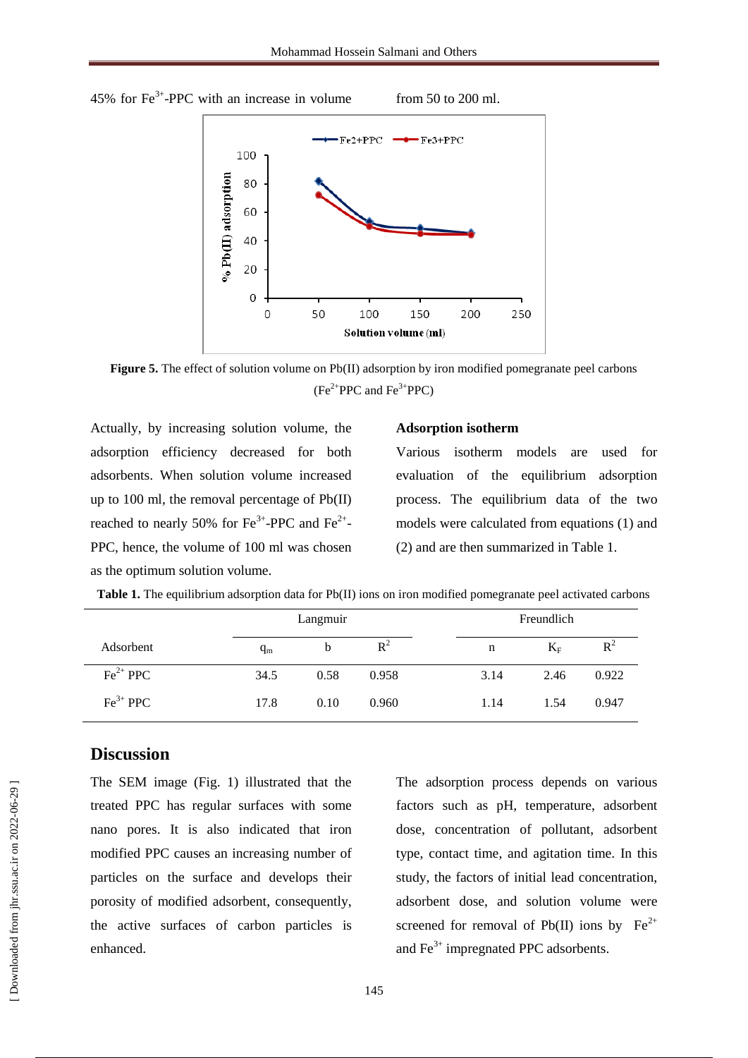45% for $Fe^{3+}$-PPC with an increase in volume from 50 to 200 ml.

**Figure 5.** The effect of solution volume on Pb(II) adsorption by iron modified pomegranate peel carbons ($Fe^{2+}$PPC and $Fe^{3+}$PPC)

Actually, by increasing solution volume, the adsorption efficiency decreased for both adsorbents. When solution volume increased up to 100 ml, the removal percentage of Pb(II) reached to nearly 50% for $Fe^{3+}$-PPC and $Fe^{2+}$-PPC, hence, the volume of 100 ml was chosen as the optimum solution volume.

**Adsorption isotherm**

Various isotherm models are used for evaluation of the equilibrium adsorption process. The equilibrium data of the two models were calculated from equations (1) and (2) and are then summarized in Table 1.

**Table 1.** The equilibrium adsorption data for Pb(II) ions on iron modified pomegranate peel activated carbons

| | Langmuir | | | Freundlich | | |
|---|---|---|---|---|---|---|
| Adsorbent | $q_m$ | b | $R^2$ | n | $K_F$ | $R^2$ |
| $Fe^{2+}$ PPC | 34.5 | 0.58 | 0.958 | 3.14 | 2.46 | 0.922 |
| $Fe^{3+}$ PPC | 17.8 | 0.10 | 0.960 | 1.14 | 1.54 | 0.947 |

## Discussion

The SEM image (Fig. 1) illustrated that the treated PPC has regular surfaces with some nano pores. It is also indicated that iron modified PPC causes an increasing number of particles on the surface and develops their porosity of modified adsorbent, consequently, the active surfaces of carbon particles is enhanced.

The adsorption process depends on various factors such as pH, temperature, adsorbent dose, concentration of pollutant, adsorbent type, contact time, and agitation time. In this study, the factors of initial lead concentration, adsorbent dose, and solution volume were screened for removal of Pb(II) ions by $Fe^{2+}$ and $Fe^{3+}$ impregnated PPC adsorbents.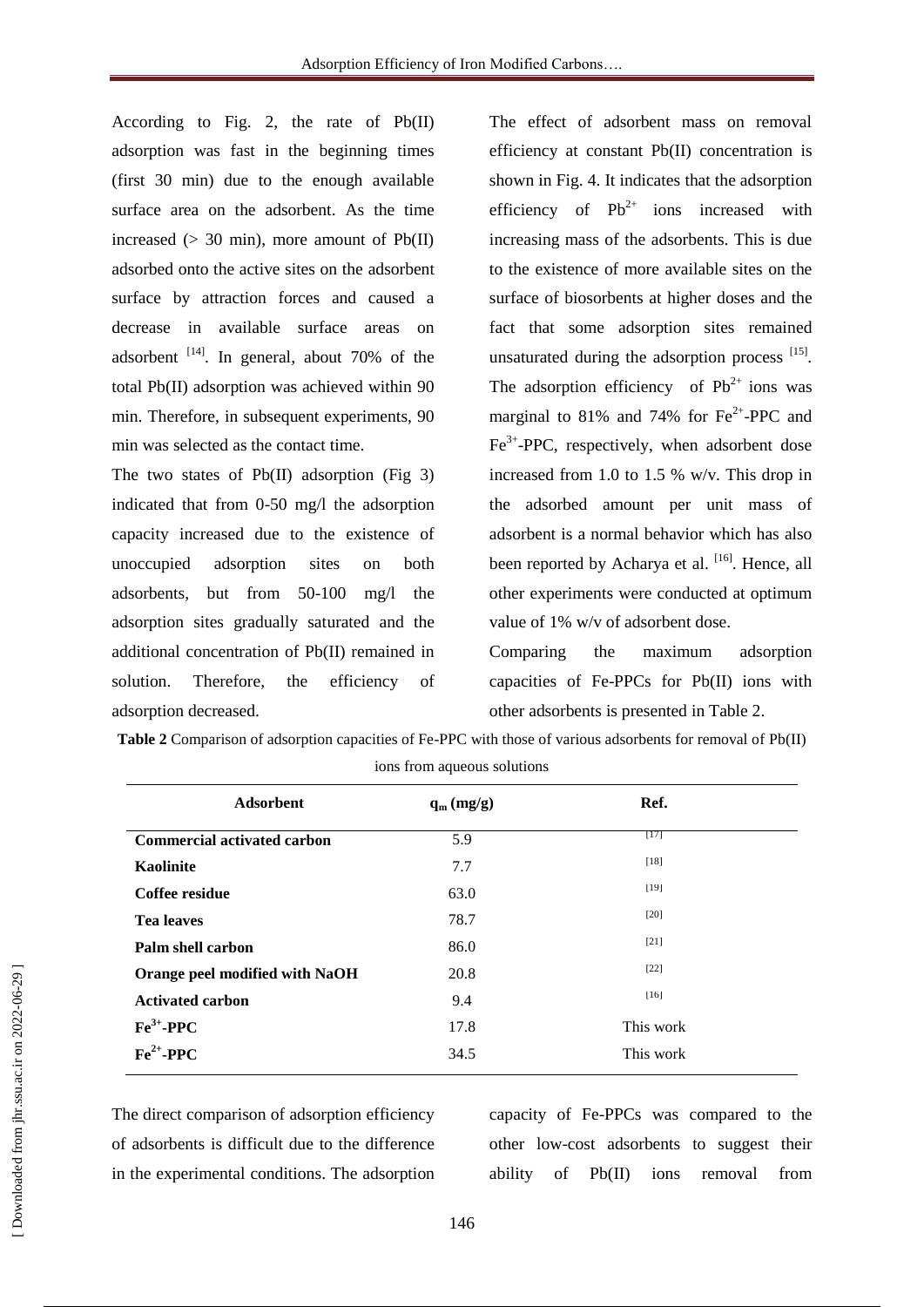According to Fig. 2, the rate of Pb(II) adsorption was fast in the beginning times (first 30 min) due to the enough available surface area on the adsorbent. As the time increased (> 30 min), more amount of Pb(II) adsorbed onto the active sites on the adsorbent surface by attraction forces and caused a decrease in available surface areas on adsorbent [14]. In general, about 70% of the total Pb(II) adsorption was achieved within 90 min. Therefore, in subsequent experiments, 90 min was selected as the contact time.

The two states of Pb(II) adsorption (Fig 3) indicated that from 0-50 mg/l the adsorption capacity increased due to the existence of unoccupied adsorption sites on both adsorbents, but from 50-100 mg/l the adsorption sites gradually saturated and the additional concentration of Pb(II) remained in solution. Therefore, the efficiency of adsorption decreased.

The effect of adsorbent mass on removal efficiency at constant Pb(II) concentration is shown in Fig. 4. It indicates that the adsorption efficiency of $Pb^{2+}$ ions increased with increasing mass of the adsorbents. This is due to the existence of more available sites on the surface of biosorbents at higher doses and the fact that some adsorption sites remained unsaturated during the adsorption process [15]. The adsorption efficiency of $Pb^{2+}$ ions was marginal to 81% and 74% for $Fe^{2+}$-PPC and $Fe^{3+}$-PPC, respectively, when adsorbent dose increased from 1.0 to 1.5 % w/v. This drop in the adsorbed amount per unit mass of adsorbent is a normal behavior which has also been reported by Acharya et al. [16]. Hence, all other experiments were conducted at optimum value of 1% w/v of adsorbent dose.

Comparing the maximum adsorption capacities of Fe-PPCs for Pb(II) ions with other adsorbents is presented in Table 2.

**Table 2** Comparison of adsorption capacities of Fe-PPC with those of various adsorbents for removal of Pb(II) ions from aqueous solutions

| Adsorbent | $q_m$ (mg/g) | Ref. |
|---|---|---|
| **Commercial activated carbon** | 5.9 | [17] |
| **Kaolinite** | 7.7 | [18] |
| **Coffee residue** | 63.0 | [19] |
| **Tea leaves** | 78.7 | [20] |
| **Palm shell carbon** | 86.0 | [21] |
| **Orange peel modified with NaOH** | 20.8 | [22] |
| **Activated carbon** | 9.4 | [16] |
| **$Fe^{3+}$-PPC** | 17.8 | This work |
| **$Fe^{2+}$-PPC** | 34.5 | This work |

The direct comparison of adsorption efficiency of adsorbents is difficult due to the difference in the experimental conditions. The adsorption capacity of Fe-PPCs was compared to the other low-cost adsorbents to suggest their ability of Pb(II) ions removal from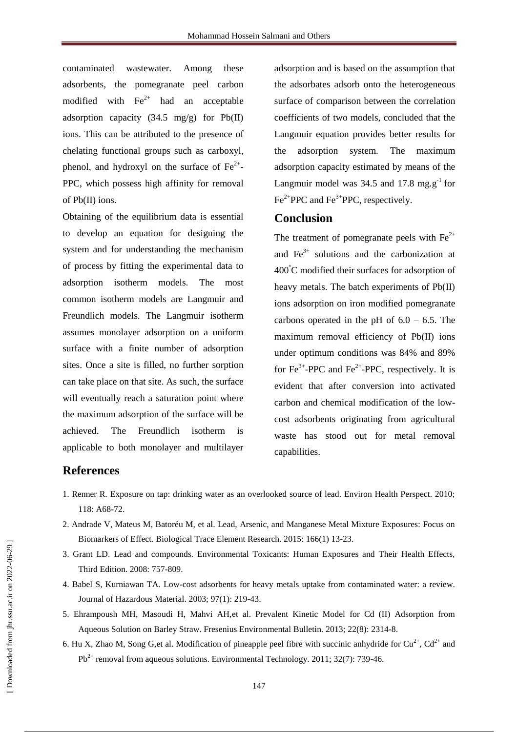contaminated wastewater. Among these adsorbents, the pomegranate peel carbon modified with $Fe^{2+}$ had an acceptable adsorption capacity (34.5 mg/g) for Pb(II) ions. This can be attributed to the presence of chelating functional groups such as carboxyl, phenol, and hydroxyl on the surface of $Fe^{2+}$-PPC, which possess high affinity for removal of Pb(II) ions.

Obtaining of the equilibrium data is essential to develop an equation for designing the system and for understanding the mechanism of process by fitting the experimental data to adsorption isotherm models. The most common isotherm models are Langmuir and Freundlich models. The Langmuir isotherm assumes monolayer adsorption on a uniform surface with a finite number of adsorption sites. Once a site is filled, no further sorption can take place on that site. As such, the surface will eventually reach a saturation point where the maximum adsorption of the surface will be achieved. The Freundlich isotherm is applicable to both monolayer and multilayer adsorption and is based on the assumption that the adsorbates adsorb onto the heterogeneous surface of comparison between the correlation coefficients of two models, concluded that the Langmuir equation provides better results for the adsorption system. The maximum adsorption capacity estimated by means of the Langmuir model was 34.5 and 17.8 $mg.g^{-1}$ for $Fe^{2+}$PPC and $Fe^{3+}$PPC, respectively.

## Conclusion

The treatment of pomegranate peels with $Fe^{2+}$ and $Fe^{3+}$ solutions and the carbonization at 400°C modified their surfaces for adsorption of heavy metals. The batch experiments of Pb(II) ions adsorption on iron modified pomegranate carbons operated in the pH of 6.0 – 6.5. The maximum removal efficiency of Pb(II) ions under optimum conditions was 84% and 89% for $Fe^{3+}$-PPC and $Fe^{2+}$-PPC, respectively. It is evident that after conversion into activated carbon and chemical modification of the low-cost adsorbents originating from agricultural waste has stood out for metal removal capabilities.

## References

1. Renner R. Exposure on tap: drinking water as an overlooked source of lead. Environ Health Perspect. 2010; 118: A68-72.
2. Andrade V, Mateus M, Batoréu M, et al. Lead, Arsenic, and Manganese Metal Mixture Exposures: Focus on Biomarkers of Effect. Biological Trace Element Research. 2015: 166(1) 13-23.
3. Grant LD. Lead and compounds. Environmental Toxicants: Human Exposures and Their Health Effects, Third Edition. 2008: 757-809.
4. Babel S, Kurniawan TA. Low-cost adsorbents for heavy metals uptake from contaminated water: a review. Journal of Hazardous Material. 2003; 97(1): 219-43.
5. Ehrampoush MH, Masoudi H, Mahvi AH,et al. Prevalent Kinetic Model for Cd (II) Adsorption from Aqueous Solution on Barley Straw. Fresenius Environmental Bulletin. 2013; 22(8): 2314-8.
6. Hu X, Zhao M, Song G,et al. Modification of pineapple peel fibre with succinic anhydride for $Cu^{2+}$, $Cd^{2+}$ and $Pb^{2+}$ removal from aqueous solutions. Environmental Technology. 2011; 32(7): 739-46.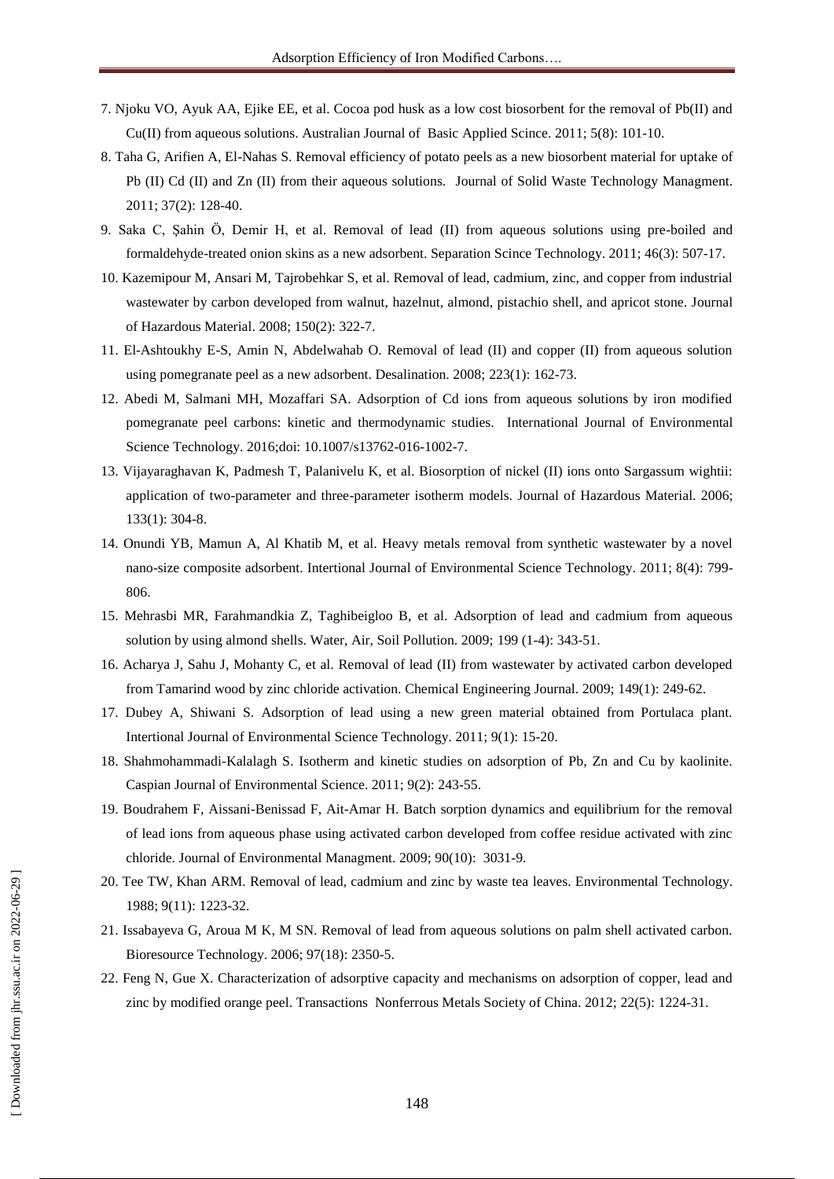7. Njoku VO, Ayuk AA, Ejike EE, et al. Cocoa pod husk as a low cost biosorbent for the removal of Pb(II) and Cu(II) from aqueous solutions. Australian Journal of Basic Applied Scince. 2011; 5(8): 101-10.

8. Taha G, Arifien A, El-Nahas S. Removal efficiency of potato peels as a new biosorbent material for uptake of Pb (II) Cd (II) and Zn (II) from their aqueous solutions. Journal of Solid Waste Technology Managment. 2011; 37(2): 128-40.

9. Saka C, Şahin Ö, Demir H, et al. Removal of lead (II) from aqueous solutions using pre-boiled and formaldehyde-treated onion skins as a new adsorbent. Separation Scince Technology. 2011; 46(3): 507-17.

10. Kazemipour M, Ansari M, Tajrobehkar S, et al. Removal of lead, cadmium, zinc, and copper from industrial wastewater by carbon developed from walnut, hazelnut, almond, pistachio shell, and apricot stone. Journal of Hazardous Material. 2008; 150(2): 322-7.

11. El-Ashtoukhy E-S, Amin N, Abdelwahab O. Removal of lead (II) and copper (II) from aqueous solution using pomegranate peel as a new adsorbent. Desalination. 2008; 223(1): 162-73.

12. Abedi M, Salmani MH, Mozaffari SA. Adsorption of Cd ions from aqueous solutions by iron modified pomegranate peel carbons: kinetic and thermodynamic studies. International Journal of Environmental Science Technology. 2016;doi: 10.1007/s13762-016-1002-7.

13. Vijayaraghavan K, Padmesh T, Palanivelu K, et al. Biosorption of nickel (II) ions onto Sargassum wightii: application of two-parameter and three-parameter isotherm models. Journal of Hazardous Material. 2006; 133(1): 304-8.

14. Onundi YB, Mamun A, Al Khatib M, et al. Heavy metals removal from synthetic wastewater by a novel nano-size composite adsorbent. Intertional Journal of Environmental Science Technology. 2011; 8(4): 799-806.

15. Mehrasbi MR, Farahmandkia Z, Taghibeigloo B, et al. Adsorption of lead and cadmium from aqueous solution by using almond shells. Water, Air, Soil Pollution. 2009; 199 (1-4): 343-51.

16. Acharya J, Sahu J, Mohanty C, et al. Removal of lead (II) from wastewater by activated carbon developed from Tamarind wood by zinc chloride activation. Chemical Engineering Journal. 2009; 149(1): 249-62.

17. Dubey A, Shiwani S. Adsorption of lead using a new green material obtained from Portulaca plant. Intertional Journal of Environmental Science Technology. 2011; 9(1): 15-20.

18. Shahmohammadi-Kalalagh S. Isotherm and kinetic studies on adsorption of Pb, Zn and Cu by kaolinite. Caspian Journal of Environmental Science. 2011; 9(2): 243-55.

19. Boudrahem F, Aissani-Benissad F, Ait-Amar H. Batch sorption dynamics and equilibrium for the removal of lead ions from aqueous phase using activated carbon developed from coffee residue activated with zinc chloride. Journal of Environmental Managment. 2009; 90(10): 3031-9.

20. Tee TW, Khan ARM. Removal of lead, cadmium and zinc by waste tea leaves. Environmental Technology. 1988; 9(11): 1223-32.

21. Issabayeva G, Aroua M K, M SN. Removal of lead from aqueous solutions on palm shell activated carbon. Bioresource Technology. 2006; 97(18): 2350-5.

22. Feng N, Gue X. Characterization of adsorptive capacity and mechanisms on adsorption of copper, lead and zinc by modified orange peel. Transactions Nonferrous Metals Society of China. 2012; 22(5): 1224-31.